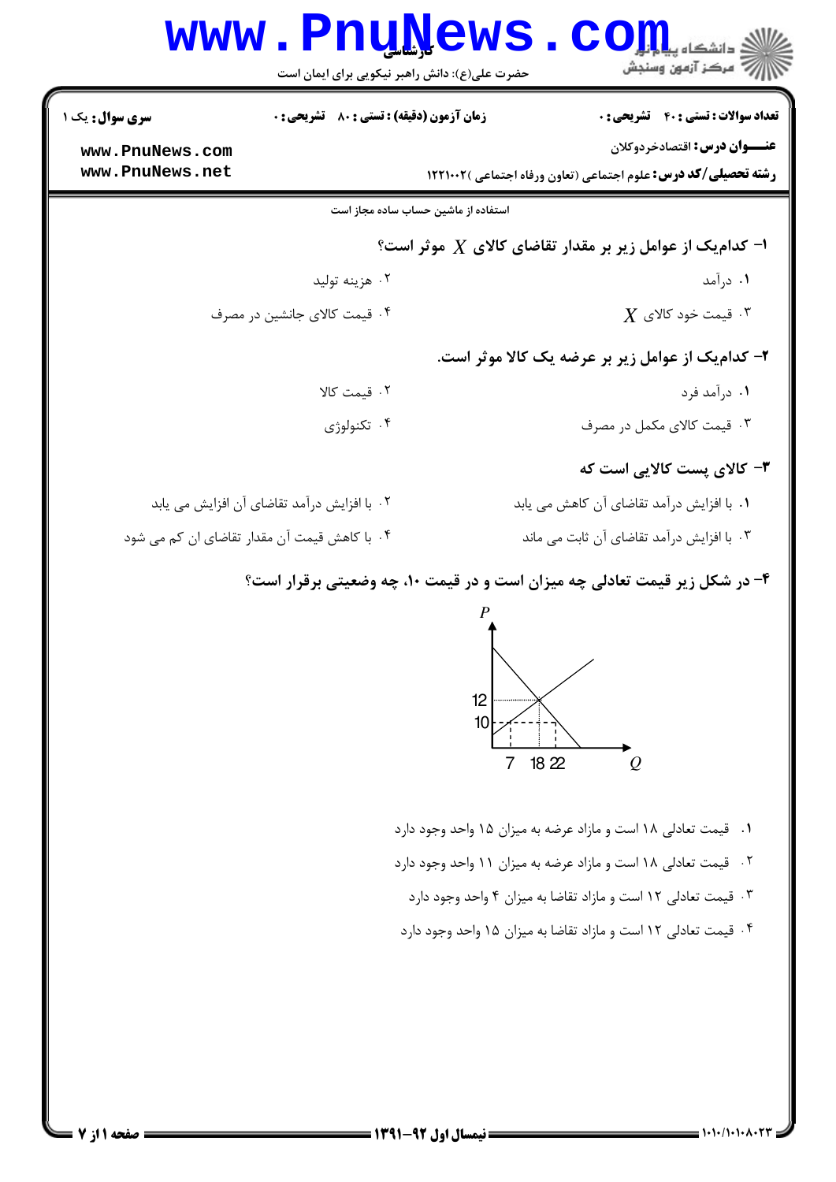حضرت علی(ع): دانش راهبر نیکویی برای ایمان است

**سری سوال:** یک ۱ | **زمان آزمون (دقیقه) : تستی :** ۸۰ **تشریحی :** ۰ | **تعداد سوالات : تستی :** ۴۰ **تشریحی :** ۰

**عنـــوان درس:** اقتصادخردوکلان

**رشته تحصیلی/کد درس:** علوم اجتماعی (تعاون ورفاه اجتماعی )۱۲۲۱۰۰۲

استفاده از ماشین حساب ساده مجاز است

**۱- کدام‌یک از عوامل زیر بر مقدار تقاضای کالای $X$ موثر است؟**

۱. درآمد

۲. هزینه تولید

۳. قیمت خود کالای $X$

۴. قیمت کالای جانشین در مصرف

**۲- کدام‌یک از عوامل زیر بر عرضه یک کالا موثر است.**

۱. درآمد فرد

۲. قیمت کالا

۳. قیمت کالای مکمل در مصرف

۴. تکنولوژی

**۳- کالای پست کالایی است که**

۱. با افزایش درآمد تقاضای آن کاهش می یابد

۲. با افزایش درآمد تقاضای آن افزایش می یابد

۳. با افزایش درآمد تقاضای آن ثابت می ماند

۴. با کاهش قیمت آن مقدار تقاضای ان کم می شود

**۴- در شکل زیر قیمت تعادلی چه میزان است و در قیمت ۱۰، چه وضعیتی برقرار است؟**

۱. قیمت تعادلی ۱۸ است و مازاد عرضه به میزان ۱۵ واحد وجود دارد

۲. قیمت تعادلی ۱۸ است و مازاد عرضه به میزان ۱۱ واحد وجود دارد

۳. قیمت تعادلی ۱۲ است و مازاد تقاضا به میزان ۴ واحد وجود دارد

۴. قیمت تعادلی ۱۲ است و مازاد تقاضا به میزان ۱۵ واحد وجود دارد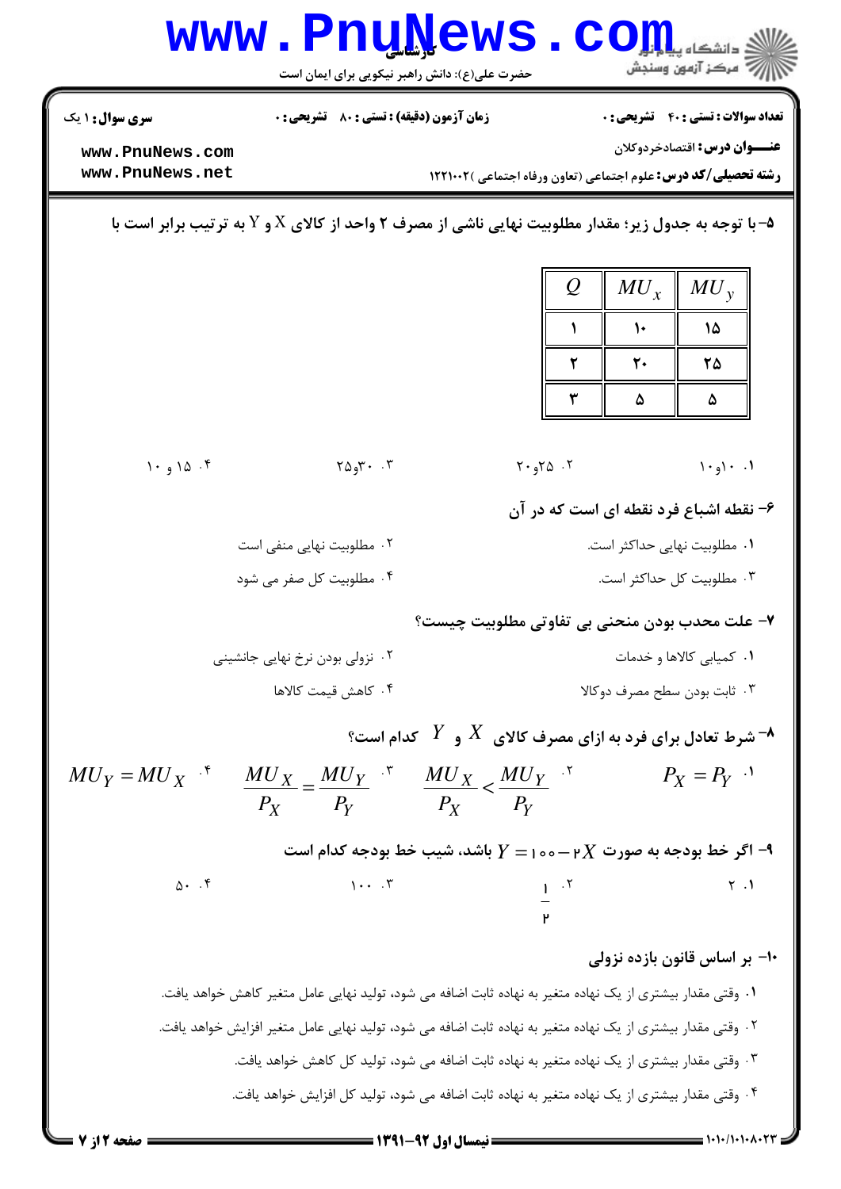**سری سوال:** ۱ یک　　**زمان آزمون (دقیقه) : تستی :** ۸۰ **تشریحی :** ۰　　**تعداد سوالات : تستی :** ۴۰ **تشریحی :** ۰

www.PnuNews.com
www.PnuNews.net

**عنـــوان درس:** اقتصادخردوکلان

**رشته تحصیلی/کد درس:** علوم اجتماعی (تعاون ورفاه اجتماعی )۱۲۲۱۰۰۲

**۵- با توجه به جدول زیر؛ مقدار مطلوبیت نهایی ناشی از مصرف ۲ واحد از کالای X و Y به ترتیب برابر است با**

| $Q$ | $MU_x$ | $MU_y$ |
|---|---|---|
| ۱ | ۱۰ | ۱۵ |
| ۲ | ۲۰ | ۲۵ |
| ۳ | ۵ | ۵ |

۱. ۱۰و۱۰　　۲. ۲۵و۲۰　　۳. ۳۰و۲۵　　۴. ۱۵ و ۱۰

**۶- نقطه اشباع فرد نقطه ای است که در آن**

۱. مطلوبیت نهایی حداکثر است.
۲. مطلوبیت نهایی منفی است
۳. مطلوبیت کل حداکثر است.
۴. مطلوبیت کل صفر می شود

**۷- علت محدب بودن منحنی بی تفاوتی مطلوبیت چیست؟**

۱. کمیابی کالاها و خدمات
۲. نزولی بودن نرخ نهایی جانشینی
۳. ثابت بودن سطح مصرف دوکالا
۴. کاهش قیمت کالاها

**۸- شرط تعادل برای فرد به ازای مصرف کالای $X$ و $Y$ کدام است؟**

۱. $P_X = P_Y$　　۲. $\frac{MU_X}{P_X} < \frac{MU_Y}{P_Y}$　　۳. $\frac{MU_X}{P_X} = \frac{MU_Y}{P_Y}$　　۴. $MU_Y = MU_X$

**۹- اگر خط بودجه به صورت $Y = 100 - 2X$ باشد، شیب خط بودجه کدام است**

۱. ۲　　۲. $\frac{1}{2}$　　۳. ۱۰۰　　۴. ۵۰

**۱۰- بر اساس قانون بازده نزولی**

۱. وقتی مقدار بیشتری از یک نهاده متغیر به نهاده ثابت اضافه می شود، تولید نهایی عامل متغیر کاهش خواهد یافت.
۲. وقتی مقدار بیشتری از یک نهاده متغیر به نهاده ثابت اضافه می شود، تولید نهایی عامل متغیر افزایش خواهد یافت.
۳. وقتی مقدار بیشتری از یک نهاده متغیر به نهاده ثابت اضافه می شود، تولید کل کاهش خواهد یافت.
۴. وقتی مقدار بیشتری از یک نهاده متغیر به نهاده ثابت اضافه می شود، تولید کل افزایش خواهد یافت.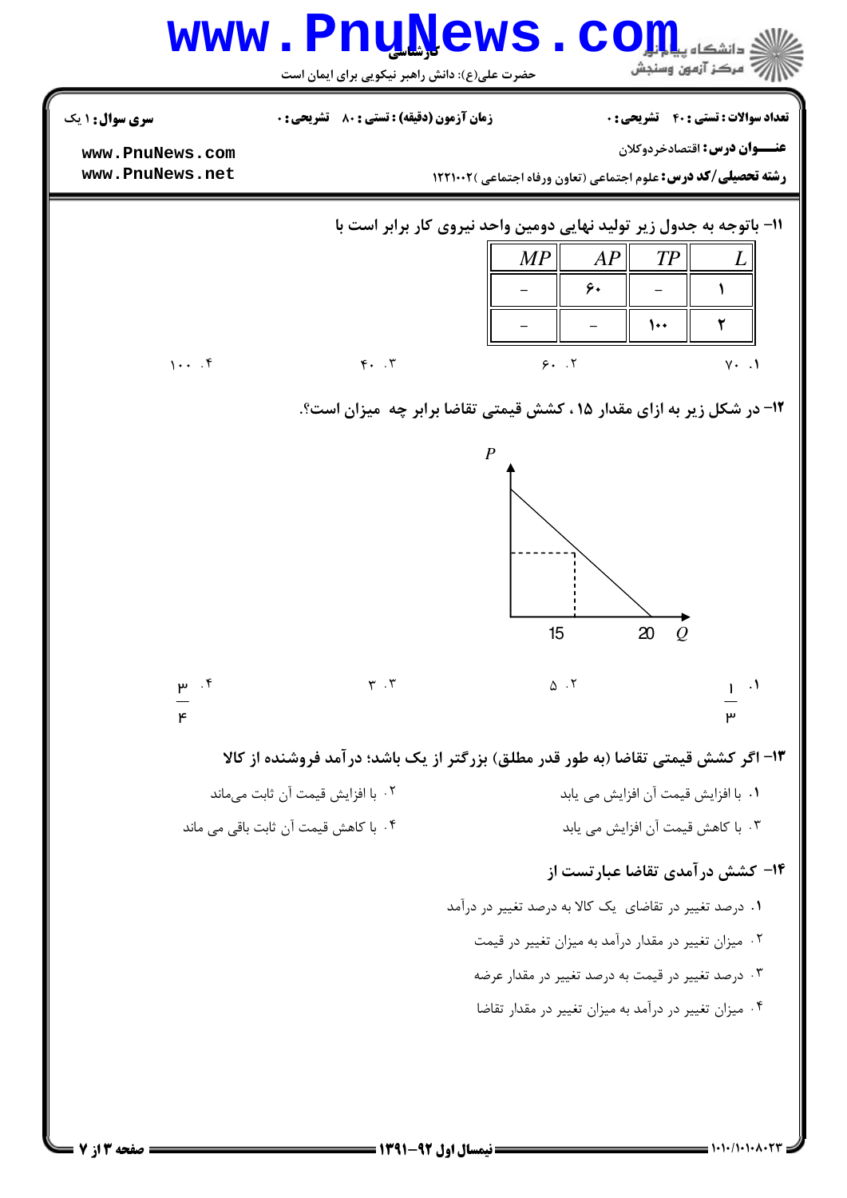**سری سؤال:** ۱ یک

**زمان آزمون (دقیقه) : تستی :** ۸۰ **تشریحی :** ۰

**تعداد سوالات : تستی :** ۴۰ **تشریحی :** ۰

**عنـــوان درس:** اقتصادخردوکلان

**رشته تحصیلی/کد درس:** علوم اجتماعی (تعاون ورفاه اجتماعی )۱۲۲۱۰۰۲

۱۱- باتوجه به جدول زیر تولید نهایی دومین واحد نیروی کار برابر است با

| $L$ | $TP$ | $AP$ | $MP$ |
|---|---|---|---|
| ۱ | – | ۶۰ | – |
| ۲ | ۱۰۰ | – | – |

۱. ۷۰ ۲. ۶۰ ۳. ۴۰ ۴. ۱۰۰

۱۲- در شکل زیر به ازای مقدار ۱۵ ، کشش قیمتی تقاضا برابر چه میزان است؟.

۱. $\frac{1}{3}$ ۲. ۵ ۳. ۳ ۴. $\frac{3}{4}$

۱۳- اگر کشش قیمتی تقاضا (به طور قدر مطلق) بزرگتر از یک باشد؛ درآمد فروشنده از کالا

۱. با افزایش قیمت آن افزایش می یابد

۲. با افزایش قیمت آن ثابت می‌ماند

۳. با کاهش قیمت آن افزایش می یابد

۴. با کاهش قیمت آن ثابت باقی می ماند

۱۴- کشش درآمدی تقاضا عبارتست از

۱. درصد تغییر در تقاضای یک کالا به درصد تغییر در درآمد

۲. میزان تغییر در مقدار درآمد به میزان تغییر در قیمت

۳. درصد تغییر در قیمت به درصد تغییر در مقدار عرضه

۴. میزان تغییر در درآمد به میزان تغییر در مقدار تقاضا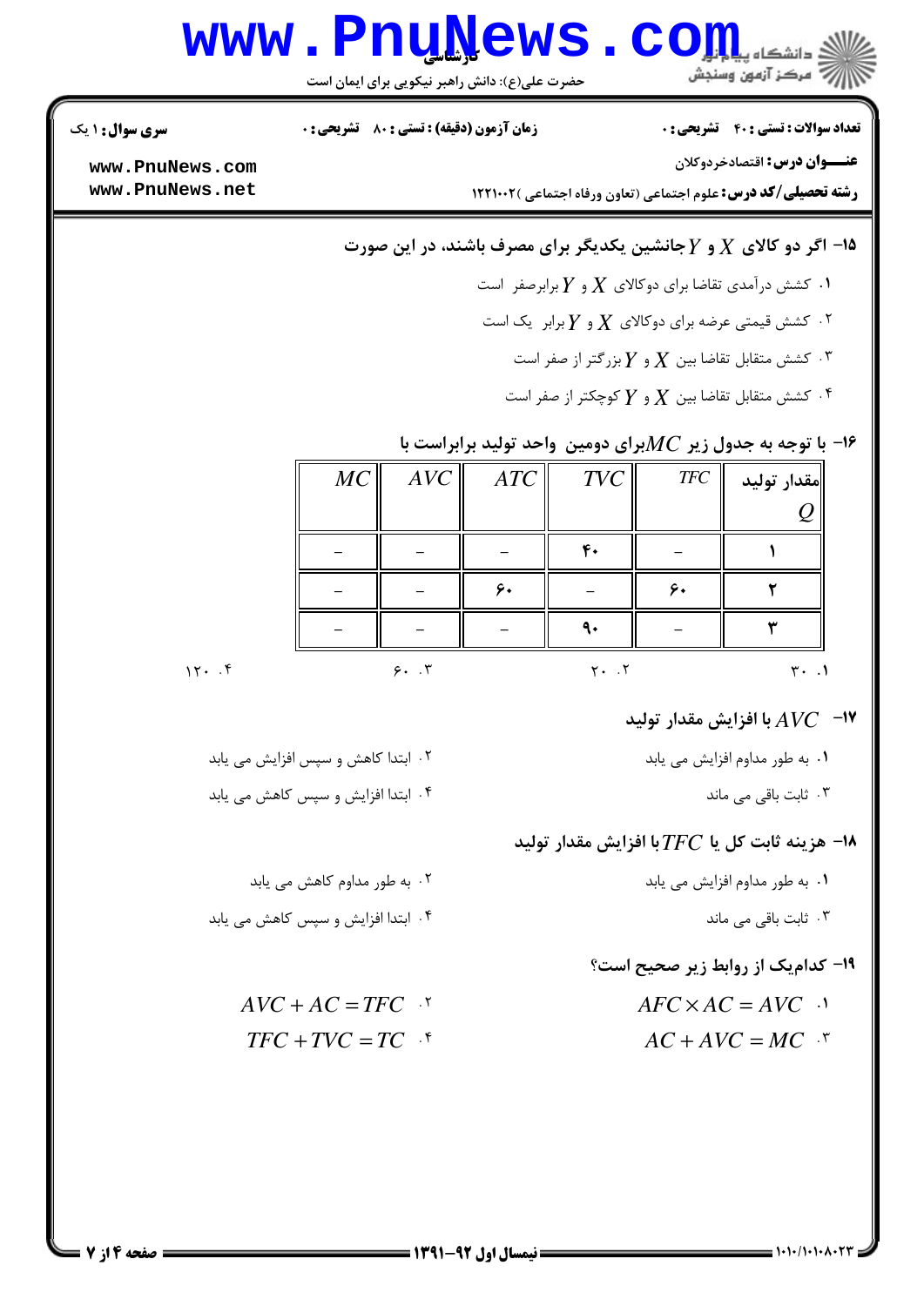**سری سوال:** ۱ یک

**زمان آزمون (دقیقه) : تستی :** ۸۰ **تشریحی :** ۰

**تعداد سوالات : تستی :** ۴۰ **تشریحی :** ۰

**عنـــوان درس:** اقتصادخردوکلان

**رشته تحصیلی/کد درس:** علوم اجتماعی (تعاون ورفاه اجتماعی )۱۲۲۱۰۰۲

۱۵- اگر دو کالای $X$ و $Y$ جانشین یکدیگر برای مصرف باشند، در این صورت

۱. کشش درآمدی تقاضا برای دوکالای $X$ و $Y$ برابرصفر است

۲. کشش قیمتی عرضه برای دوکالای $X$ و $Y$ برابر یک است

۳. کشش متقابل تقاضا بین $X$ و $Y$ بزرگتر از صفر است

۴. کشش متقابل تقاضا بین $X$ و $Y$ کوچکتر از صفر است

۱۶- با توجه به جدول زیر $MC$ برای دومین واحد تولید برابراست با

| مقدار تولید $Q$ | $TFC$ | $TVC$ | $ATC$ | $AVC$ | $MC$ |
|---|---|---|---|---|---|
| ۱ | – | ۴۰ | – | – | – |
| ۲ | ۶۰ | – | ۶۰ | – | – |
| ۳ | – | ۹۰ | – | – | – |

۱. ۳۰ ۲. ۲۰ ۳. ۶۰ ۴. ۱۲۰

۱۷- $AVC$ با افزایش مقدار تولید

۱. به طور مداوم افزایش می یابد

۲. ابتدا کاهش و سپس افزایش می یابد

۳. ثابت باقی می ماند

۴. ابتدا افزایش و سپس کاهش می یابد

۱۸- هزینه ثابت کل یا $TFC$ با افزایش مقدار تولید

۱. به طور مداوم افزایش می یابد

۲. به طور مداوم کاهش می یابد

۳. ثابت باقی می ماند

۴. ابتدا افزایش و سپس کاهش می یابد

۱۹- کدام‌یک از روابط زیر صحیح است؟

۱. $AFC \times AC = AVC$

۲. $AVC + AC = TFC$

۳. $AC + AVC = MC$

۴. $TFC + TVC = TC$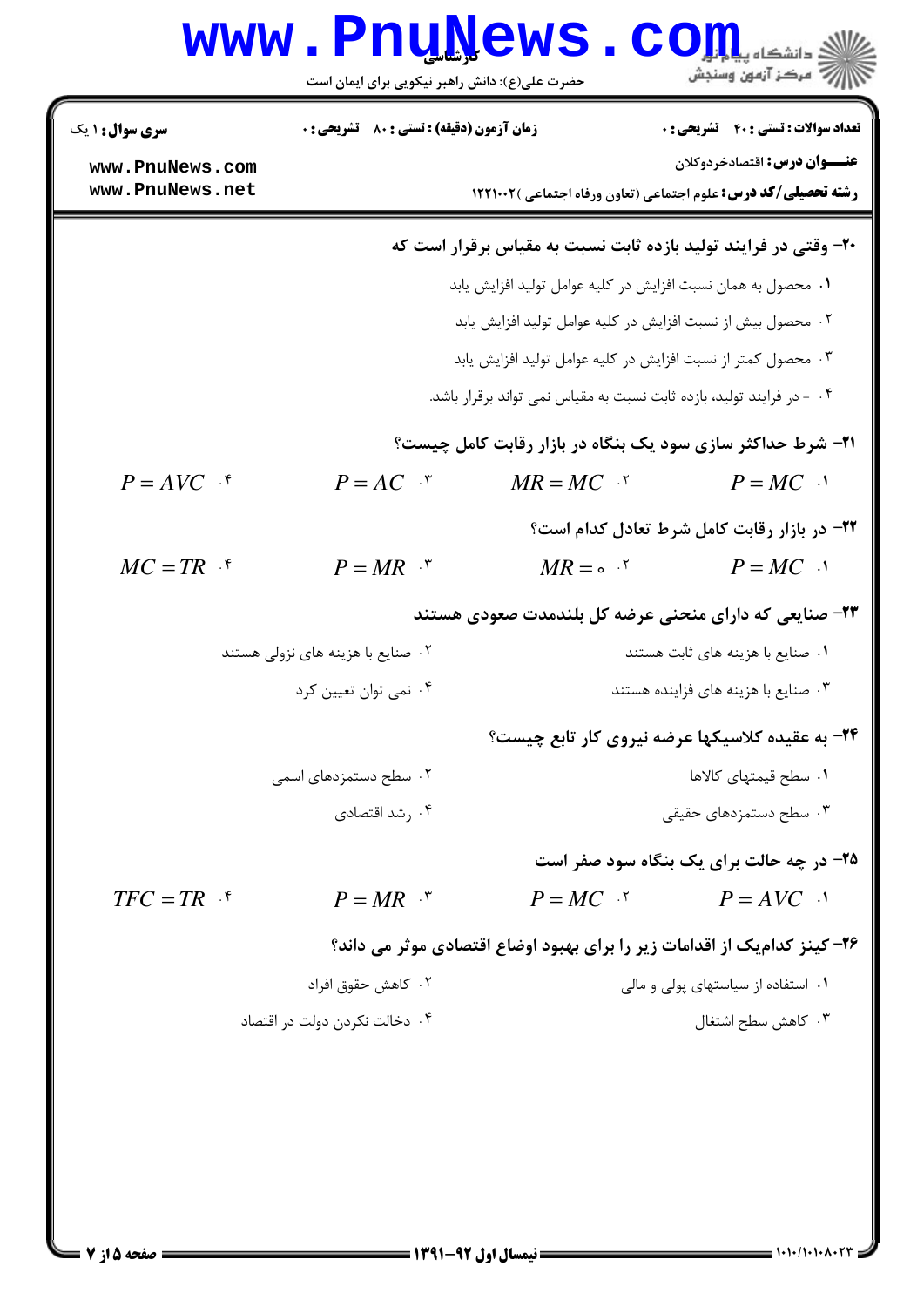**۲۰- وقتی در فرایند تولید بازده ثابت نسبت به مقیاس برقرار است که**

۱. محصول به همان نسبت افزایش در کلیه عوامل تولید افزایش یابد

۲. محصول بیش از نسبت افزایش در کلیه عوامل تولید افزایش یابد

۳. محصول کمتر از نسبت افزایش در کلیه عوامل تولید افزایش یابد

۴. - در فرایند تولید، بازده ثابت نسبت به مقیاس نمی تواند برقرار باشد.

**۲۱- شرط حداکثر سازی سود یک بنگاه در بازار رقابت کامل چیست؟**

۱. $P = MC$

۲. $MR = MC$

۳. $P = AC$

۴. $P = AVC$

**۲۲- در بازار رقابت کامل شرط تعادل کدام است؟**

۱. $P = MC$

۲. $MR = 0$

۳. $P = MR$

۴. $MC = TR$

**۲۳- صنایعی که دارای منحنی عرضه کل بلندمدت صعودی هستند**

۱. صنایع با هزینه های ثابت هستند

۲. صنایع با هزینه های نزولی هستند

۳. صنایع با هزینه های فزاینده هستند

۴. نمی توان تعیین کرد

**۲۴- به عقیده کلاسیکها عرضه نیروی کار تابع چیست؟**

۱. سطح قیمتهای کالاها

۲. سطح دستمزدهای اسمی

۳. سطح دستمزدهای حقیقی

۴. رشد اقتصادی

**۲۵- در چه حالت برای یک بنگاه سود صفر است**

۱. $P = AVC$

۲. $P = MC$

۳. $P = MR$

۴. $TFC = TR$

**۲۶- کینز کدامیک از اقدامات زیر را برای بهبود اوضاع اقتصادی موثر می داند؟**

۱. استفاده از سیاستهای پولی و مالی

۲. کاهش حقوق افراد

۳. کاهش سطح اشتغال

۴. دخالت نکردن دولت در اقتصاد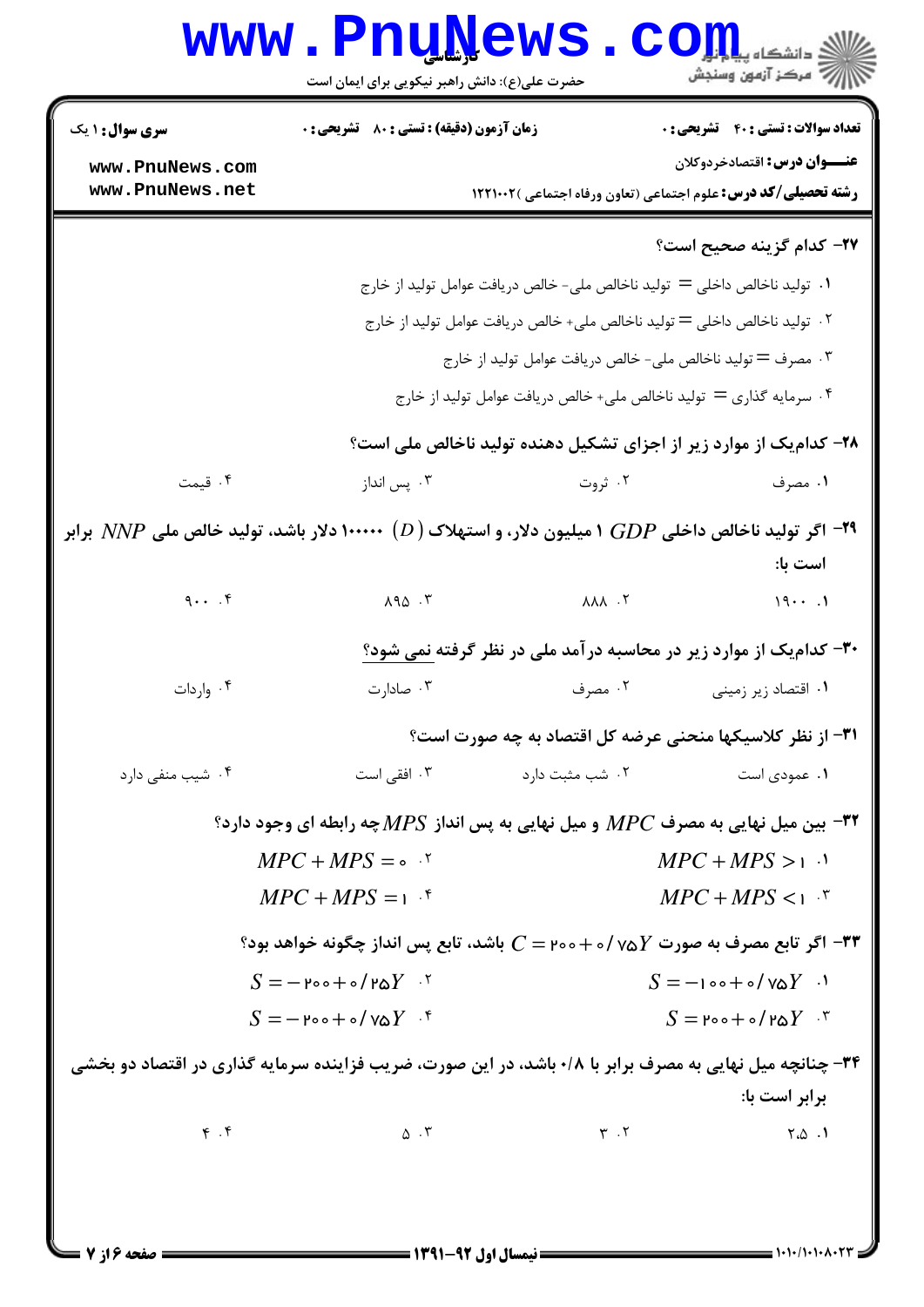**سری سوال:** ۱ یک | **زمان آزمون (دقیقه) : تستی :** ۸۰ **تشریحی :** ۰ | **تعداد سوالات : تستی :** ۴۰ **تشریحی :** ۰

**عنـــوان درس:** اقتصادخردوکلان

**رشته تحصیلی/کد درس:** علوم اجتماعی (تعاون ورفاه اجتماعی )۱۲۲۱۰۰۲

**۲۷- کدام گزینه صحیح است؟**

۱. تولید ناخالص داخلی = تولید ناخالص ملی- خالص دریافت عوامل تولید از خارج

۲. تولید ناخالص داخلی = تولید ناخالص ملی+ خالص دریافت عوامل تولید از خارج

۳. مصرف = تولید ناخالص ملی- خالص دریافت عوامل تولید از خارج

۴. سرمایه گذاری = تولید ناخالص ملی+ خالص دریافت عوامل تولید از خارج

**۲۸- کدام‌یک از موارد زیر از اجزای تشکیل دهنده تولید ناخالص ملی است؟**

۱. مصرف　　۲. ثروت　　۳. پس انداز　　۴. قیمت

**۲۹- اگر تولید ناخالص داخلی $GDP$ ۱ میلیون دلار، و استهلاک $(D)$ ۱۰۰۰۰۰ دلار باشد، تولید خالص ملی $NNP$ برابر است با:**

۱. ۱۹۰۰　　۲. ۸۸۸　　۳. ۸۹۵　　۴. ۹۰۰

**۳۰- کدام‌یک از موارد زیر در محاسبه درآمد ملی در نظر گرفته نمی شود؟**

۱. اقتصاد زیر زمینی　　۲. مصرف　　۳. صادرات　　۴. واردات

**۳۱- از نظر کلاسیکها منحنی عرضه کل اقتصاد به چه صورت است؟**

۱. عمودی است　　۲. شب مثبت دارد　　۳. افقی است　　۴. شیب منفی دارد

**۳۲- بین میل نهایی به مصرف $MPC$ و میل نهایی به پس انداز $MPS$ چه رابطه ای وجود دارد؟**

۱. $MPC + MPS > 1$

۲. $MPC + MPS = 0$

۳. $MPC + MPS < 1$

۴. $MPC + MPS = 1$

**۳۳- اگر تابع مصرف به صورت $C = 200 + 0/75Y$ باشد، تابع پس انداز چگونه خواهد بود؟**

۱. $S = -100 + 0/75Y$

۲. $S = -200 + 0/25Y$

۳. $S = 200 + 0/25Y$

۴. $S = -200 + 0/75Y$

**۳۴- چنانچه میل نهایی به مصرف برابر با ۰/۸ باشد، در این صورت، ضریب فزاینده سرمایه گذاری در اقتصاد دو بخشی برابر است با:**

۱. ۲.۵　　۲. ۳　　۳. ۵　　۴. ۴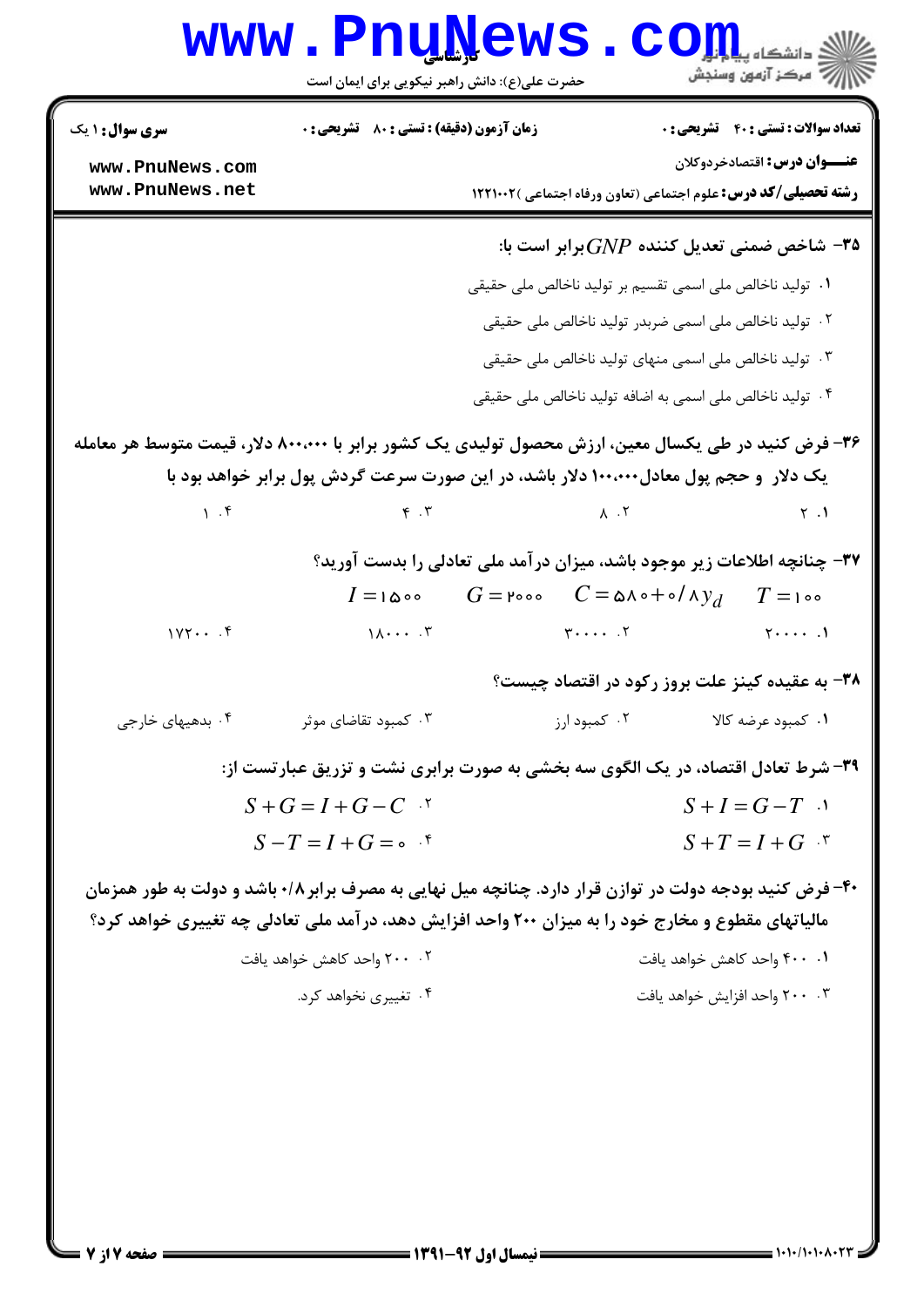۳۵- شاخص ضمنی تعدیل کننده $GNP$ برابر است با:

۱. تولید ناخالص ملی اسمی تقسیم بر تولید ناخالص ملی حقیقی

۲. تولید ناخالص ملی اسمی ضربدر تولید ناخالص ملی حقیقی

۳. تولید ناخالص ملی اسمی منهای تولید ناخالص ملی حقیقی

۴. تولید ناخالص ملی اسمی به اضافه تولید ناخالص ملی حقیقی

۳۶- فرض کنید در طی یکسال معین، ارزش محصول تولیدی یک کشور برابر با ۸۰۰،۰۰۰ دلار، قیمت متوسط هر معامله یک دلار و حجم پول معادل۱۰۰،۰۰۰ دلار باشد، در این صورت سرعت گردش پول برابر خواهد بود با

۱. ۲ ۲. ۸ ۳. ۴ ۴. ۱

۳۷- چنانچه اطلاعات زیر موجود باشد، میزان درآمد ملی تعادلی را بدست آورید؟

$$T = 100 \quad C = 580 + 0/8 y_d \quad G = 2000 \quad I = 1500$$

۱. ۲۰۰۰۰ ۲. ۳۰۰۰۰ ۳. ۱۸۰۰۰ ۴. ۱۷۲۰۰

۳۸- به عقیده کینز علت بروز رکود در اقتصاد چیست؟

۱. کمبود عرضه کالا ۲. کمبود ارز ۳. کمبود تقاضای موثر ۴. بدهیهای خارجی

۳۹- شرط تعادل اقتصاد، در یک الگوی سه بخشی به صورت برابری نشت و تزریق عبارتست از:

۱. $S + I = G - T$ ۲. $S + G = I + G - C$

۳. $S + T = I + G$ ۴. $S - T = I + G = 0$

۴۰- فرض کنید بودجه دولت در توازن قرار دارد. چنانچه میل نهایی به مصرف برابر۰/۸ باشد و دولت به طور همزمان مالیاتهای مقطوع و مخارج خود را به میزان ۲۰۰ واحد افزایش دهد، درآمد ملی تعادلی چه تغییری خواهد کرد؟

۱. ۴۰۰ واحد کاهش خواهد یافت ۲. ۲۰۰ واحد کاهش خواهد یافت

۳. ۲۰۰ واحد افزایش خواهد یافت ۴. تغییری نخواهد کرد.